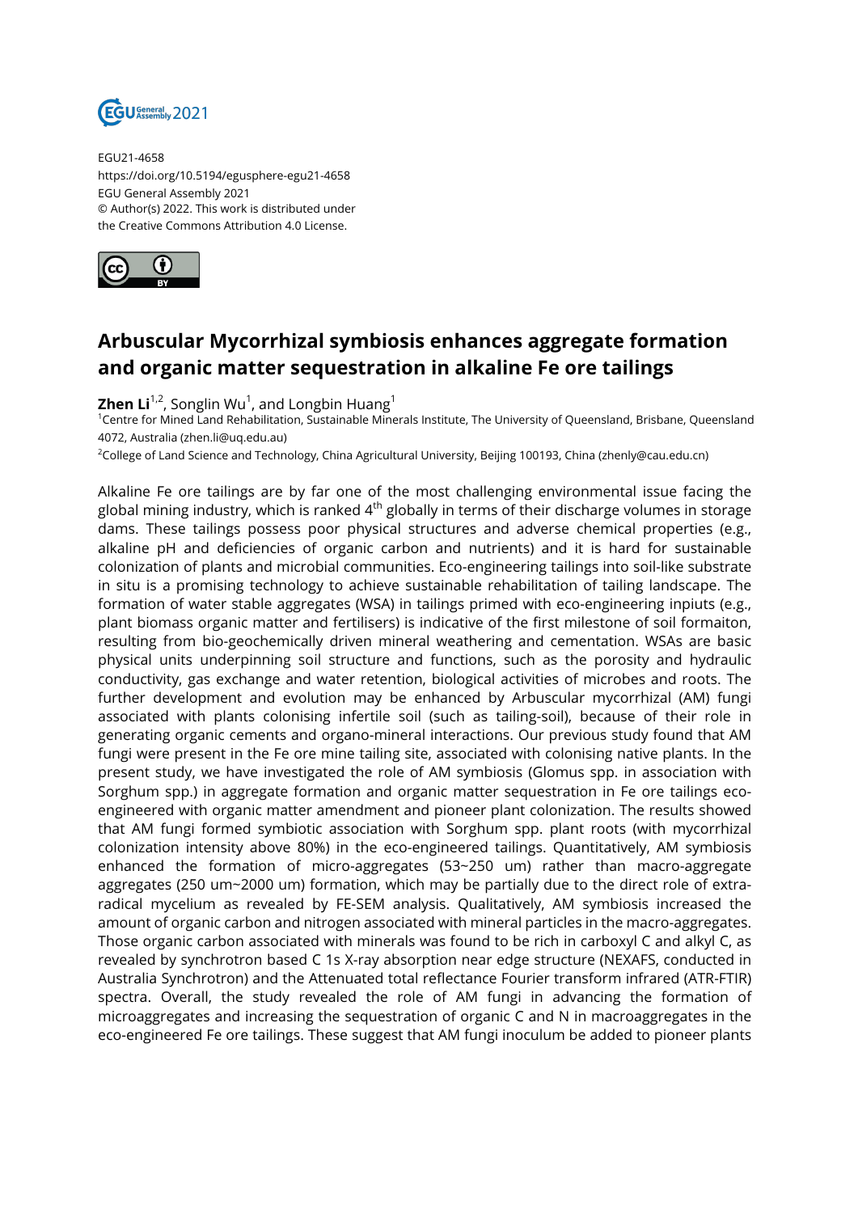EGU21-4658
https://doi.org/10.5194/egusphere-egu21-4658
EGU General Assembly 2021
© Author(s) 2022. This work is distributed under
the Creative Commons Attribution 4.0 License.

# Arbuscular Mycorrhizal symbiosis enhances aggregate formation and organic matter sequestration in alkaline Fe ore tailings

**Zhen Li**[1,2], Songlin Wu[1], and Longbin Huang[1]

[1]Centre for Mined Land Rehabilitation, Sustainable Minerals Institute, The University of Queensland, Brisbane, Queensland 4072, Australia (zhen.li@uq.edu.au)

[2]College of Land Science and Technology, China Agricultural University, Beijing 100193, China (zhenly@cau.edu.cn)

Alkaline Fe ore tailings are by far one of the most challenging environmental issue facing the global mining industry, which is ranked 4$^{th}$ globally in terms of their discharge volumes in storage dams. These tailings possess poor physical structures and adverse chemical properties (e.g., alkaline pH and deficiencies of organic carbon and nutrients) and it is hard for sustainable colonization of plants and microbial communities. Eco-engineering tailings into soil-like substrate in situ is a promising technology to achieve sustainable rehabilitation of tailing landscape. The formation of water stable aggregates (WSA) in tailings primed with eco-engineering inpiuts (e.g., plant biomass organic matter and fertilisers) is indicative of the first milestone of soil formaiton, resulting from bio-geochemically driven mineral weathering and cementation. WSAs are basic physical units underpinning soil structure and functions, such as the porosity and hydraulic conductivity, gas exchange and water retention, biological activities of microbes and roots. The further development and evolution may be enhanced by Arbuscular mycorrhizal (AM) fungi associated with plants colonising infertile soil (such as tailing-soil), because of their role in generating organic cements and organo-mineral interactions. Our previous study found that AM fungi were present in the Fe ore mine tailing site, associated with colonising native plants. In the present study, we have investigated the role of AM symbiosis (Glomus spp. in association with Sorghum spp.) in aggregate formation and organic matter sequestration in Fe ore tailings eco-engineered with organic matter amendment and pioneer plant colonization. The results showed that AM fungi formed symbiotic association with Sorghum spp. plant roots (with mycorrhizal colonization intensity above 80%) in the eco-engineered tailings. Quantitatively, AM symbiosis enhanced the formation of micro-aggregates (53~250 um) rather than macro-aggregate aggregates (250 um~2000 um) formation, which may be partially due to the direct role of extra-radical mycelium as revealed by FE-SEM analysis. Qualitatively, AM symbiosis increased the amount of organic carbon and nitrogen associated with mineral particles in the macro-aggregates. Those organic carbon associated with minerals was found to be rich in carboxyl C and alkyl C, as revealed by synchrotron based C 1s X-ray absorption near edge structure (NEXAFS, conducted in Australia Synchrotron) and the Attenuated total reflectance Fourier transform infrared (ATR-FTIR) spectra. Overall, the study revealed the role of AM fungi in advancing the formation of microaggregates and increasing the sequestration of organic C and N in macroaggregates in the eco-engineered Fe ore tailings. These suggest that AM fungi inoculum be added to pioneer plants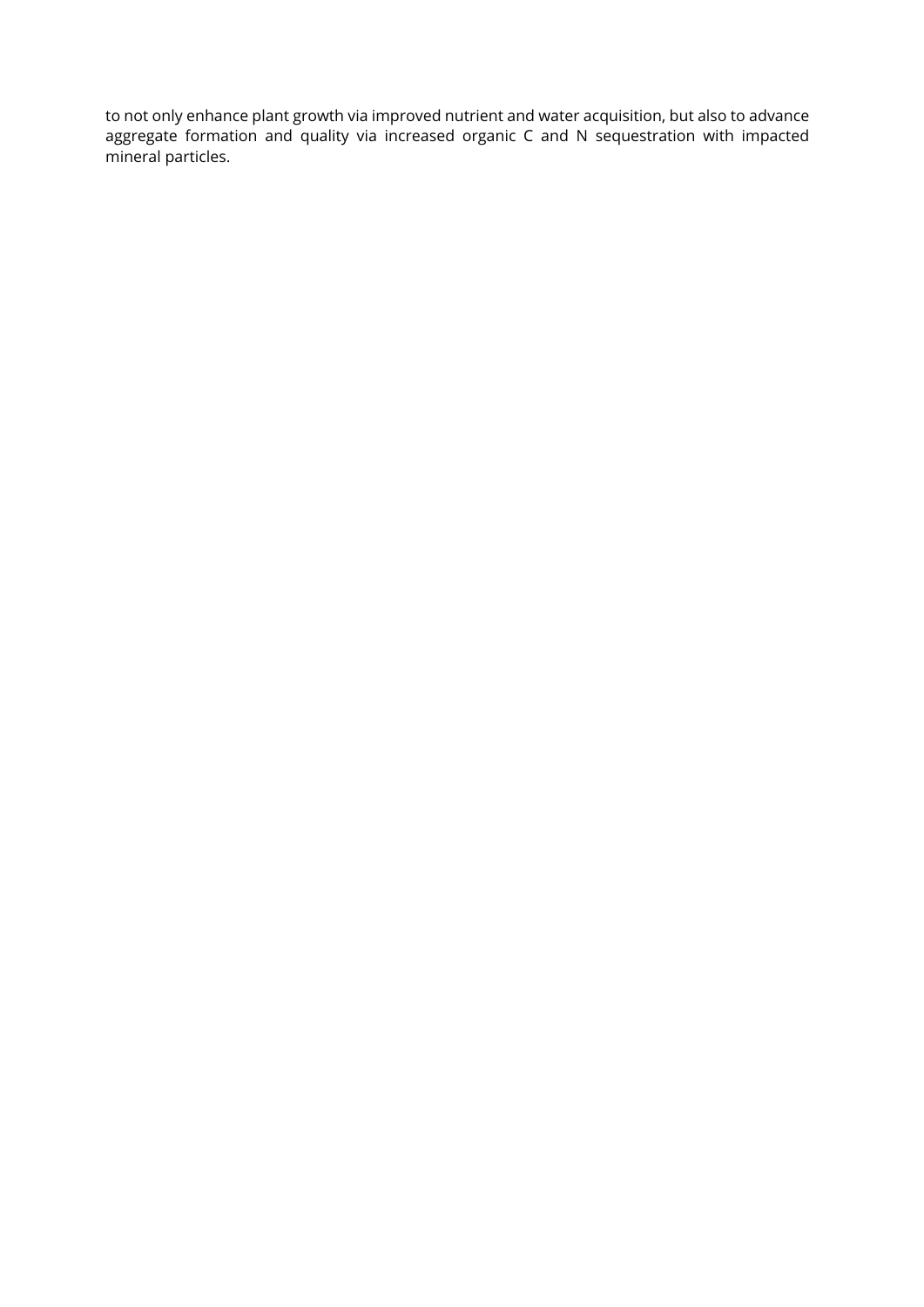to not only enhance plant growth via improved nutrient and water acquisition, but also to advance aggregate formation and quality via increased organic C and N sequestration with impacted mineral particles.